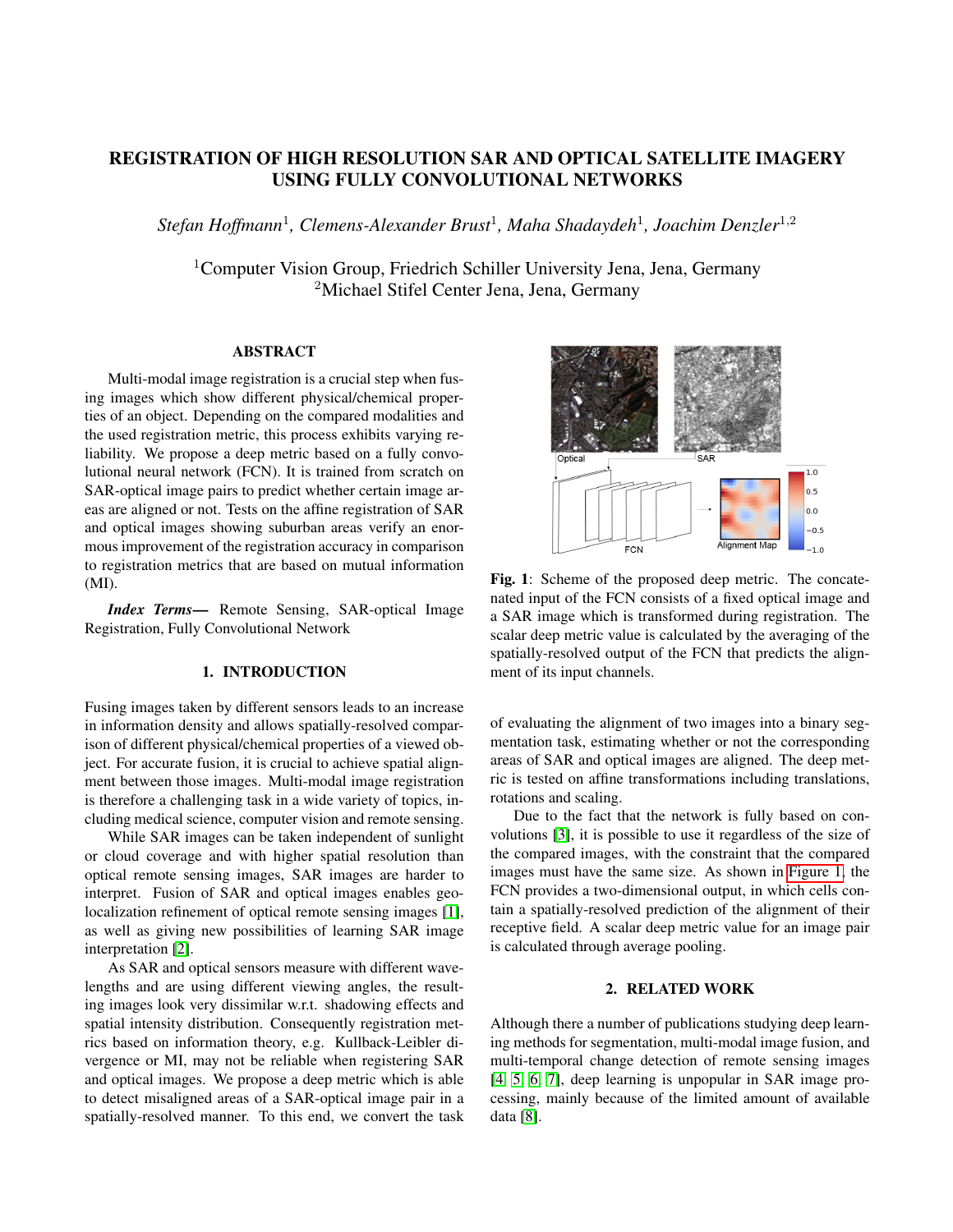# REGISTRATION OF HIGH RESOLUTION SAR AND OPTICAL SATELLITE IMAGERY USING FULLY CONVOLUTIONAL NETWORKS

*Stefan Hoffmann*[1], *Clemens-Alexander Brust*[1], *Maha Shadaydeh*[1], *Joachim Denzler*[1,2]

[1]Computer Vision Group, Friedrich Schiller University Jena, Jena, Germany
[2]Michael Stifel Center Jena, Jena, Germany

## ABSTRACT

Multi-modal image registration is a crucial step when fusing images which show different physical/chemical properties of an object. Depending on the compared modalities and the used registration metric, this process exhibits varying reliability. We propose a deep metric based on a fully convolutional neural network (FCN). It is trained from scratch on SAR-optical image pairs to predict whether certain image areas are aligned or not. Tests on the affine registration of SAR and optical images showing suburban areas verify an enormous improvement of the registration accuracy in comparison to registration metrics that are based on mutual information (MI).

***Index Terms*—** Remote Sensing, SAR-optical Image Registration, Fully Convolutional Network

## 1. INTRODUCTION

Fusing images taken by different sensors leads to an increase in information density and allows spatially-resolved comparison of different physical/chemical properties of a viewed object. For accurate fusion, it is crucial to achieve spatial alignment between those images. Multi-modal image registration is therefore a challenging task in a wide variety of topics, including medical science, computer vision and remote sensing.

While SAR images can be taken independent of sunlight or cloud coverage and with higher spatial resolution than optical remote sensing images, SAR images are harder to interpret. Fusion of SAR and optical images enables geolocalization refinement of optical remote sensing images [1], as well as giving new possibilities of learning SAR image interpretation [2].

As SAR and optical sensors measure with different wavelengths and are using different viewing angles, the resulting images look very dissimilar w.r.t. shadowing effects and spatial intensity distribution. Consequently registration metrics based on information theory, e.g. Kullback-Leibler divergence or MI, may not be reliable when registering SAR and optical images. We propose a deep metric which is able to detect misaligned areas of a SAR-optical image pair in a spatially-resolved manner. To this end, we convert the task of evaluating the alignment of two images into a binary segmentation task, estimating whether or not the corresponding areas of SAR and optical images are aligned. The deep metric is tested on affine transformations including translations, rotations and scaling.

Due to the fact that the network is fully based on convolutions [3], it is possible to use it regardless of the size of the compared images, with the constraint that the compared images must have the same size. As shown in Figure 1, the FCN provides a two-dimensional output, in which cells contain a spatially-resolved prediction of the alignment of their receptive field. A scalar deep metric value for an image pair is calculated through average pooling.

**Fig. 1**: Scheme of the proposed deep metric. The concatenated input of the FCN consists of a fixed optical image and a SAR image which is transformed during registration. The scalar deep metric value is calculated by the averaging of the spatially-resolved output of the FCN that predicts the alignment of its input channels.

## 2. RELATED WORK

Although there a number of publications studying deep learning methods for segmentation, multi-modal image fusion, and multi-temporal change detection of remote sensing images [4, 5, 6, 7], deep learning is unpopular in SAR image processing, mainly because of the limited amount of available data [8].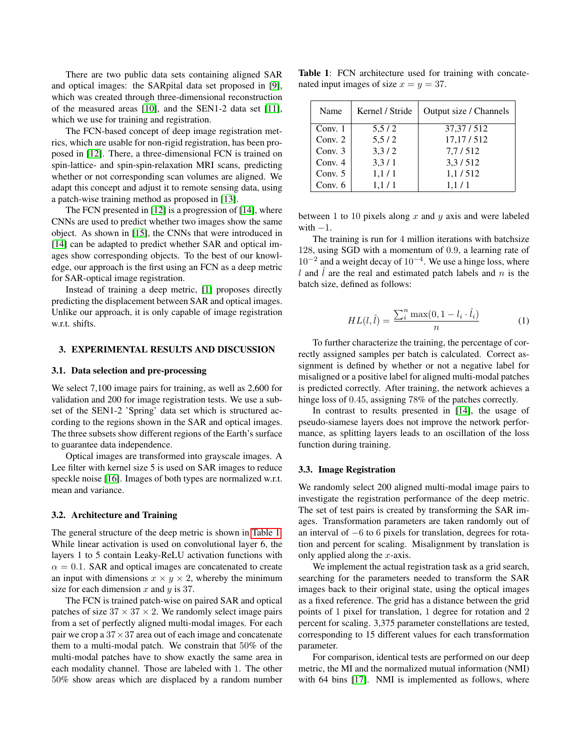There are two public data sets containing aligned SAR and optical images: the SARpital data set proposed in [9], which was created through three-dimensional reconstruction of the measured areas [10], and the SEN1-2 data set [11], which we use for training and registration.

The FCN-based concept of deep image registration metrics, which are usable for non-rigid registration, has been proposed in [12]. There, a three-dimensional FCN is trained on spin-lattice- and spin-spin-relaxation MRI scans, predicting whether or not corresponding scan volumes are aligned. We adapt this concept and adjust it to remote sensing data, using a patch-wise training method as proposed in [13].

The FCN presented in [12] is a progression of [14], where CNNs are used to predict whether two images show the same object. As shown in [15], the CNNs that were introduced in [14] can be adapted to predict whether SAR and optical images show corresponding objects. To the best of our knowledge, our approach is the first using an FCN as a deep metric for SAR-optical image registration.

Instead of training a deep metric, [1] proposes directly predicting the displacement between SAR and optical images. Unlike our approach, it is only capable of image registration w.r.t. shifts.

## 3. EXPERIMENTAL RESULTS AND DISCUSSION

### 3.1. Data selection and pre-processing

We select 7,100 image pairs for training, as well as 2,600 for validation and 200 for image registration tests. We use a subset of the SEN1-2 'Spring' data set which is structured according to the regions shown in the SAR and optical images. The three subsets show different regions of the Earth's surface to guarantee data independence.

Optical images are transformed into grayscale images. A Lee filter with kernel size 5 is used on SAR images to reduce speckle noise [16]. Images of both types are normalized w.r.t. mean and variance.

### 3.2. Architecture and Training

The general structure of the deep metric is shown in Table 1. While linear activation is used on convolutional layer 6, the layers 1 to 5 contain Leaky-ReLU activation functions with $\alpha = 0.1$. SAR and optical images are concatenated to create an input with dimensions $x \times y \times 2$, whereby the minimum size for each dimension $x$ and $y$ is 37.

The FCN is trained patch-wise on paired SAR and optical patches of size $37 \times 37 \times 2$. We randomly select image pairs from a set of perfectly aligned multi-modal images. For each pair we crop a $37 \times 37$ area out of each image and concatenate them to a multi-modal patch. We constrain that 50% of the multi-modal patches have to show exactly the same area in each modality channel. Those are labeled with 1. The other 50% show areas which are displaced by a random number between 1 to 10 pixels along $x$ and $y$ axis and were labeled with $-1$.

**Table 1**: FCN architecture used for training with concatenated input images of size $x = y = 37$.

| Name | Kernel / Stride | Output size / Channels |
|---|---|---|
| Conv. 1 | 5,5 / 2 | 37,37 / 512 |
| Conv. 2 | 5,5 / 2 | 17,17 / 512 |
| Conv. 3 | 3,3 / 2 | 7,7 / 512 |
| Conv. 4 | 3,3 / 1 | 3,3 / 512 |
| Conv. 5 | 1,1 / 1 | 1,1 / 512 |
| Conv. 6 | 1,1 / 1 | 1,1 / 1 |

The training is run for 4 million iterations with batchsize 128, using SGD with a momentum of 0.9, a learning rate of $10^{-2}$ and a weight decay of $10^{-4}$. We use a hinge loss, where $l$ and $\hat{l}$ are the real and estimated patch labels and $n$ is the batch size, defined as follows:

$$HL(l, \hat{l}) = \frac{\sum_i^n \max(0, 1 - l_i \cdot \hat{l}_i)}{n} \tag{1}$$

To further characterize the training, the percentage of correctly assigned samples per batch is calculated. Correct assignment is defined by whether or not a negative label for misaligned or a positive label for aligned multi-modal patches is predicted correctly. After training, the network achieves a hinge loss of 0.45, assigning 78% of the patches correctly.

In contrast to results presented in [14], the usage of pseudo-siamese layers does not improve the network performance, as splitting layers leads to an oscillation of the loss function during training.

### 3.3. Image Registration

We randomly select 200 aligned multi-modal image pairs to investigate the registration performance of the deep metric. The set of test pairs is created by transforming the SAR images. Transformation parameters are taken randomly out of an interval of $-6$ to 6 pixels for translation, degrees for rotation and percent for scaling. Misalignment by translation is only applied along the $x$-axis.

We implement the actual registration task as a grid search, searching for the parameters needed to transform the SAR images back to their original state, using the optical images as a fixed reference. The grid has a distance between the grid points of 1 pixel for translation, 1 degree for rotation and 2 percent for scaling. 3,375 parameter constellations are tested, corresponding to 15 different values for each transformation parameter.

For comparison, identical tests are performed on our deep metric, the MI and the normalized mutual information (NMI) with 64 bins [17]. NMI is implemented as follows, where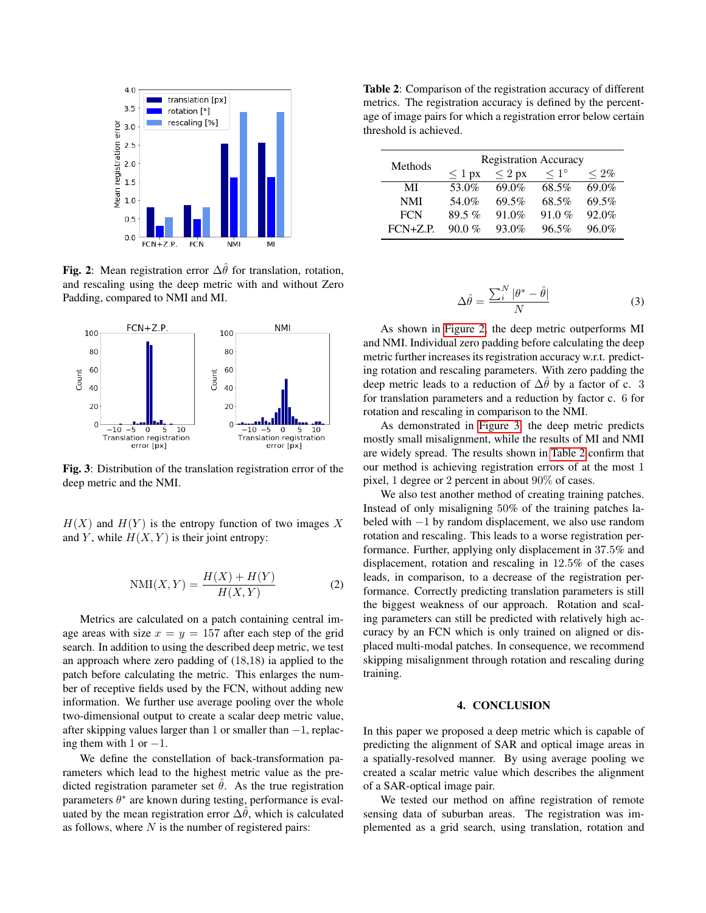**Fig. 2**: Mean registration error $\Delta\hat{\theta}$ for translation, rotation, and rescaling using the deep metric with and without Zero Padding, compared to NMI and MI.

**Fig. 3**: Distribution of the translation registration error of the deep metric and the NMI.

$H(X)$ and $H(Y)$ is the entropy function of two images $X$ and $Y$, while $H(X,Y)$ is their joint entropy:

$$\text{NMI}(X,Y) = \frac{H(X) + H(Y)}{H(X,Y)} \tag{2}$$

Metrics are calculated on a patch containing central image areas with size $x = y = 157$ after each step of the grid search. In addition to using the described deep metric, we test an approach where zero padding of (18,18) ia applied to the patch before calculating the metric. This enlarges the number of receptive fields used by the FCN, without adding new information. We further use average pooling over the whole two-dimensional output to create a scalar deep metric value, after skipping values larger than 1 or smaller than $-1$, replacing them with 1 or $-1$.

We define the constellation of back-transformation parameters which lead to the highest metric value as the predicted registration parameter set $\hat{\theta}$. As the true registration parameters $\theta^*$ are known during testing, performance is evaluated by the mean registration error $\Delta\hat{\theta}$, which is calculated as follows, where $N$ is the number of registered pairs:

**Table 2**: Comparison of the registration accuracy of different metrics. The registration accuracy is defined by the percentage of image pairs for which a registration error below certain threshold is achieved.

| Methods | Registration Accuracy | | | |
|---|---|---|---|---|
| | $\leq$ 1 px | $\leq$ 2 px | $\leq 1°$ | $\leq$ 2% |
| MI | 53.0% | 69.0% | 68.5% | 69.0% |
| NMI | 54.0% | 69.5% | 68.5% | 69.5% |
| FCN | 89.5 % | 91.0% | 91.0 % | 92.0% |
| FCN+Z.P. | 90.0 % | 93.0% | 96.5% | 96.0% |

$$\Delta\hat{\theta} = \frac{\sum_i^N |\theta^* - \hat{\theta}|}{N} \tag{3}$$

As shown in Figure 2, the deep metric outperforms MI and NMI. Individual zero padding before calculating the deep metric further increases its registration accuracy w.r.t. predicting rotation and rescaling parameters. With zero padding the deep metric leads to a reduction of $\Delta\hat{\theta}$ by a factor of c. 3 for translation parameters and a reduction by factor c. 6 for rotation and rescaling in comparison to the NMI.

As demonstrated in Figure 3, the deep metric predicts mostly small misalignment, while the results of MI and NMI are widely spread. The results shown in Table 2 confirm that our method is achieving registration errors of at the most 1 pixel, 1 degree or 2 percent in about 90% of cases.

We also test another method of creating training patches. Instead of only misaligning 50% of the training patches labeled with $-1$ by random displacement, we also use random rotation and rescaling. This leads to a worse registration performance. Further, applying only displacement in 37.5% and displacement, rotation and rescaling in 12.5% of the cases leads, in comparison, to a decrease of the registration performance. Correctly predicting translation parameters is still the biggest weakness of our approach. Rotation and scaling parameters can still be predicted with relatively high accuracy by an FCN which is only trained on aligned or displaced multi-modal patches. In consequence, we recommend skipping misalignment through rotation and rescaling during training.

## 4. CONCLUSION

In this paper we proposed a deep metric which is capable of predicting the alignment of SAR and optical image areas in a spatially-resolved manner. By using average pooling we created a scalar metric value which describes the alignment of a SAR-optical image pair.

We tested our method on affine registration of remote sensing data of suburban areas. The registration was implemented as a grid search, using translation, rotation and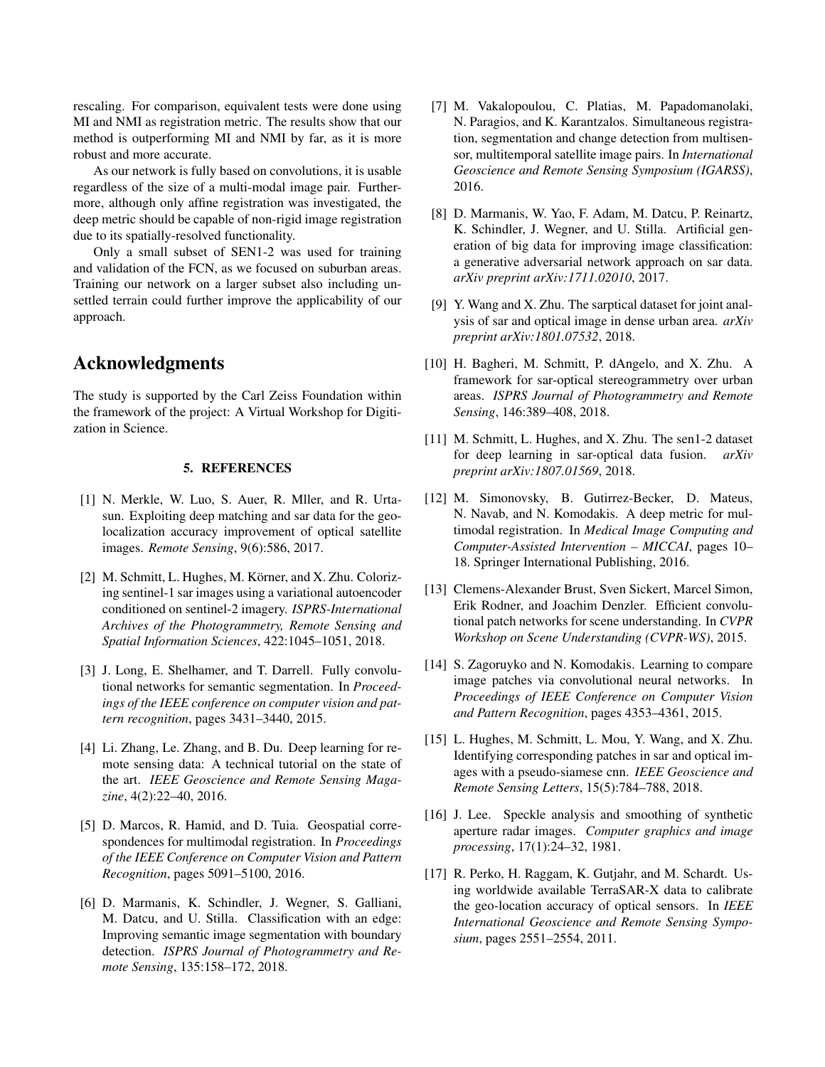rescaling. For comparison, equivalent tests were done using MI and NMI as registration metric. The results show that our method is outperforming MI and NMI by far, as it is more robust and more accurate.

As our network is fully based on convolutions, it is usable regardless of the size of a multi-modal image pair. Furthermore, although only affine registration was investigated, the deep metric should be capable of non-rigid image registration due to its spatially-resolved functionality.

Only a small subset of SEN1-2 was used for training and validation of the FCN, as we focused on suburban areas. Training our network on a larger subset also including unsettled terrain could further improve the applicability of our approach.

## Acknowledgments

The study is supported by the Carl Zeiss Foundation within the framework of the project: A Virtual Workshop for Digitization in Science.

### 5. REFERENCES

[1] N. Merkle, W. Luo, S. Auer, R. Mller, and R. Urtasun. Exploiting deep matching and sar data for the geo-localization accuracy improvement of optical satellite images. *Remote Sensing*, 9(6):586, 2017.

[2] M. Schmitt, L. Hughes, M. Körner, and X. Zhu. Colorizing sentinel-1 sar images using a variational autoencoder conditioned on sentinel-2 imagery. *ISPRS-International Archives of the Photogrammetry, Remote Sensing and Spatial Information Sciences*, 422:1045–1051, 2018.

[3] J. Long, E. Shelhamer, and T. Darrell. Fully convolutional networks for semantic segmentation. In *Proceedings of the IEEE conference on computer vision and pattern recognition*, pages 3431–3440, 2015.

[4] Li. Zhang, Le. Zhang, and B. Du. Deep learning for remote sensing data: A technical tutorial on the state of the art. *IEEE Geoscience and Remote Sensing Magazine*, 4(2):22–40, 2016.

[5] D. Marcos, R. Hamid, and D. Tuia. Geospatial correspondences for multimodal registration. In *Proceedings of the IEEE Conference on Computer Vision and Pattern Recognition*, pages 5091–5100, 2016.

[6] D. Marmanis, K. Schindler, J. Wegner, S. Galliani, M. Datcu, and U. Stilla. Classification with an edge: Improving semantic image segmentation with boundary detection. *ISPRS Journal of Photogrammetry and Remote Sensing*, 135:158–172, 2018.

[7] M. Vakalopoulou, C. Platias, M. Papadomanolaki, N. Paragios, and K. Karantzalos. Simultaneous registration, segmentation and change detection from multisensor, multitemporal satellite image pairs. In *International Geoscience and Remote Sensing Symposium (IGARSS)*, 2016.

[8] D. Marmanis, W. Yao, F. Adam, M. Datcu, P. Reinartz, K. Schindler, J. Wegner, and U. Stilla. Artificial generation of big data for improving image classification: a generative adversarial network approach on sar data. *arXiv preprint arXiv:1711.02010*, 2017.

[9] Y. Wang and X. Zhu. The sarptical dataset for joint analysis of sar and optical image in dense urban area. *arXiv preprint arXiv:1801.07532*, 2018.

[10] H. Bagheri, M. Schmitt, P. dAngelo, and X. Zhu. A framework for sar-optical stereogrammetry over urban areas. *ISPRS Journal of Photogrammetry and Remote Sensing*, 146:389–408, 2018.

[11] M. Schmitt, L. Hughes, and X. Zhu. The sen1-2 dataset for deep learning in sar-optical data fusion. *arXiv preprint arXiv:1807.01569*, 2018.

[12] M. Simonovsky, B. Gutirrez-Becker, D. Mateus, N. Navab, and N. Komodakis. A deep metric for multimodal registration. In *Medical Image Computing and Computer-Assisted Intervention – MICCAI*, pages 10–18. Springer International Publishing, 2016.

[13] Clemens-Alexander Brust, Sven Sickert, Marcel Simon, Erik Rodner, and Joachim Denzler. Efficient convolutional patch networks for scene understanding. In *CVPR Workshop on Scene Understanding (CVPR-WS)*, 2015.

[14] S. Zagoruyko and N. Komodakis. Learning to compare image patches via convolutional neural networks. In *Proceedings of IEEE Conference on Computer Vision and Pattern Recognition*, pages 4353–4361, 2015.

[15] L. Hughes, M. Schmitt, L. Mou, Y. Wang, and X. Zhu. Identifying corresponding patches in sar and optical images with a pseudo-siamese cnn. *IEEE Geoscience and Remote Sensing Letters*, 15(5):784–788, 2018.

[16] J. Lee. Speckle analysis and smoothing of synthetic aperture radar images. *Computer graphics and image processing*, 17(1):24–32, 1981.

[17] R. Perko, H. Raggam, K. Gutjahr, and M. Schardt. Using worldwide available TerraSAR-X data to calibrate the geo-location accuracy of optical sensors. In *IEEE International Geoscience and Remote Sensing Symposium*, pages 2551–2554, 2011.